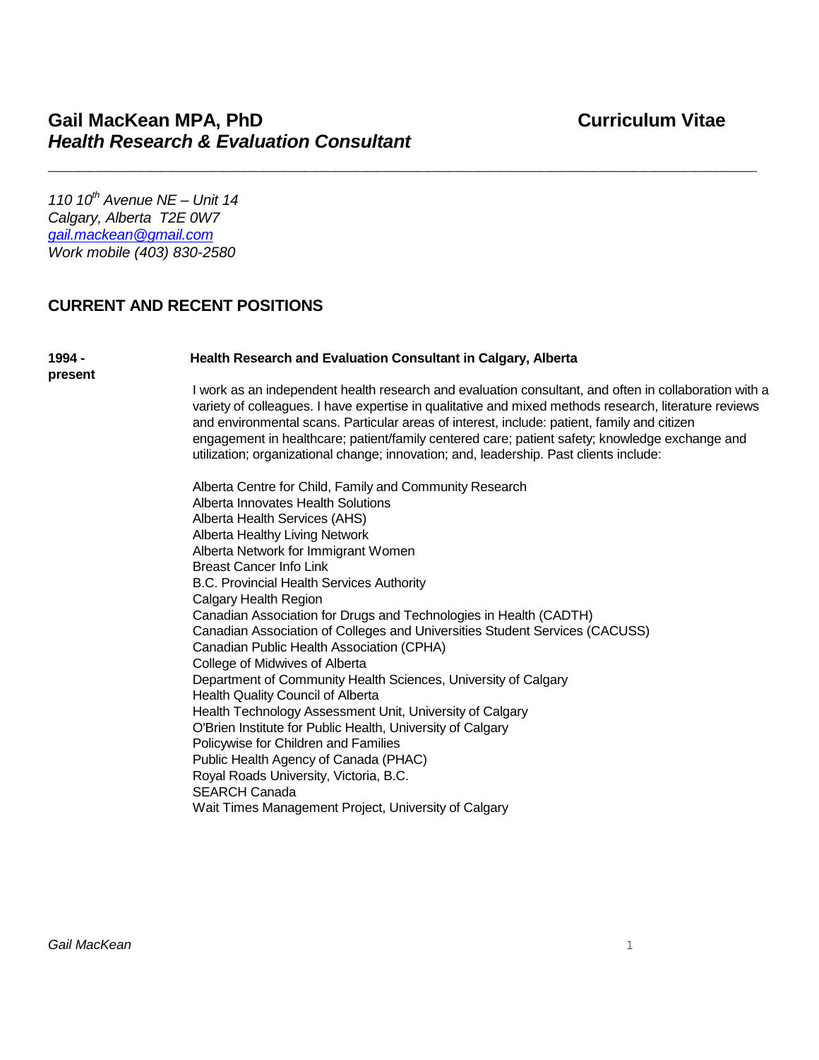# Gail MacKean MPA, PhD

## *Health Research & Evaluation Consultant*

**Curriculum Vitae**

---

*110 10th Avenue NE – Unit 14*
*Calgary, Alberta T2E 0W7*
*gail.mackean@gmail.com*
*Work mobile (403) 830-2580*

## CURRENT AND RECENT POSITIONS

**1994 - present** — **Health Research and Evaluation Consultant in Calgary, Alberta**

I work as an independent health research and evaluation consultant, and often in collaboration with a variety of colleagues. I have expertise in qualitative and mixed methods research, literature reviews and environmental scans. Particular areas of interest, include: patient, family and citizen engagement in healthcare; patient/family centered care; patient safety; knowledge exchange and utilization; organizational change; innovation; and, leadership. Past clients include:

Alberta Centre for Child, Family and Community Research
Alberta Innovates Health Solutions
Alberta Health Services (AHS)
Alberta Healthy Living Network
Alberta Network for Immigrant Women
Breast Cancer Info Link
B.C. Provincial Health Services Authority
Calgary Health Region
Canadian Association for Drugs and Technologies in Health (CADTH)
Canadian Association of Colleges and Universities Student Services (CACUSS)
Canadian Public Health Association (CPHA)
College of Midwives of Alberta
Department of Community Health Sciences, University of Calgary
Health Quality Council of Alberta
Health Technology Assessment Unit, University of Calgary
O'Brien Institute for Public Health, University of Calgary
Policywise for Children and Families
Public Health Agency of Canada (PHAC)
Royal Roads University, Victoria, B.C.
SEARCH Canada
Wait Times Management Project, University of Calgary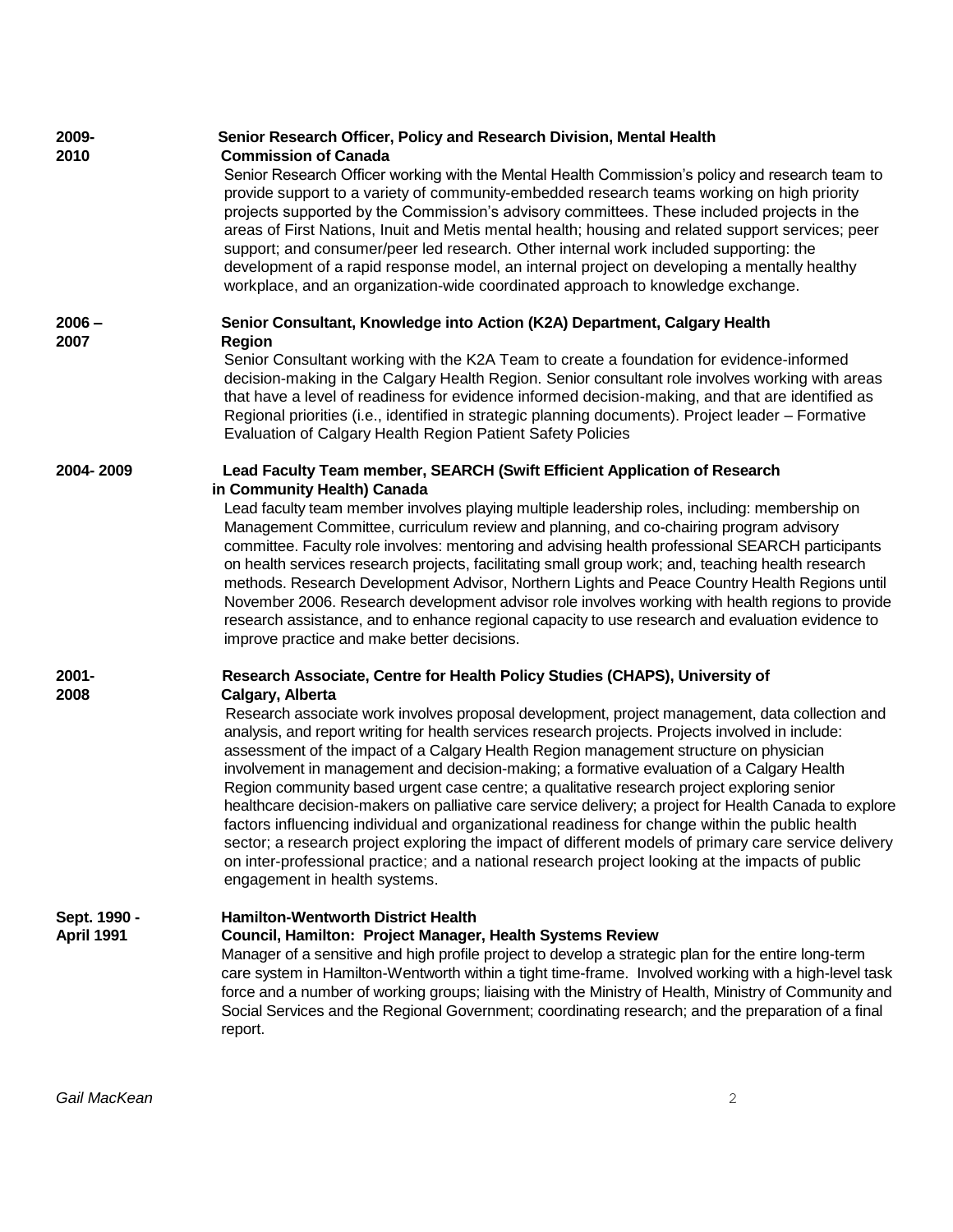**2009-2010** **Senior Research Officer, Policy and Research Division, Mental Health Commission of Canada**

Senior Research Officer working with the Mental Health Commission's policy and research team to provide support to a variety of community-embedded research teams working on high priority projects supported by the Commission's advisory committees. These included projects in the areas of First Nations, Inuit and Metis mental health; housing and related support services; peer support; and consumer/peer led research. Other internal work included supporting: the development of a rapid response model, an internal project on developing a mentally healthy workplace, and an organization-wide coordinated approach to knowledge exchange.

**2006 – 2007** **Senior Consultant, Knowledge into Action (K2A) Department, Calgary Health Region**

Senior Consultant working with the K2A Team to create a foundation for evidence-informed decision-making in the Calgary Health Region. Senior consultant role involves working with areas that have a level of readiness for evidence informed decision-making, and that are identified as Regional priorities (i.e., identified in strategic planning documents). Project leader – Formative Evaluation of Calgary Health Region Patient Safety Policies

**2004- 2009** **Lead Faculty Team member, SEARCH (Swift Efficient Application of Research in Community Health) Canada**

Lead faculty team member involves playing multiple leadership roles, including: membership on Management Committee, curriculum review and planning, and co-chairing program advisory committee. Faculty role involves: mentoring and advising health professional SEARCH participants on health services research projects, facilitating small group work; and, teaching health research methods. Research Development Advisor, Northern Lights and Peace Country Health Regions until November 2006. Research development advisor role involves working with health regions to provide research assistance, and to enhance regional capacity to use research and evaluation evidence to improve practice and make better decisions.

**2001-2008** **Research Associate, Centre for Health Policy Studies (CHAPS), University of Calgary, Alberta**

Research associate work involves proposal development, project management, data collection and analysis, and report writing for health services research projects. Projects involved in include: assessment of the impact of a Calgary Health Region management structure on physician involvement in management and decision-making; a formative evaluation of a Calgary Health Region community based urgent case centre; a qualitative research project exploring senior healthcare decision-makers on palliative care service delivery; a project for Health Canada to explore factors influencing individual and organizational readiness for change within the public health sector; a research project exploring the impact of different models of primary care service delivery on inter-professional practice; and a national research project looking at the impacts of public engagement in health systems.

**Sept. 1990 - April 1991** **Hamilton-Wentworth District Health Council, Hamilton: Project Manager, Health Systems Review**

Manager of a sensitive and high profile project to develop a strategic plan for the entire long-term care system in Hamilton-Wentworth within a tight time-frame. Involved working with a high-level task force and a number of working groups; liaising with the Ministry of Health, Ministry of Community and Social Services and the Regional Government; coordinating research; and the preparation of a final report.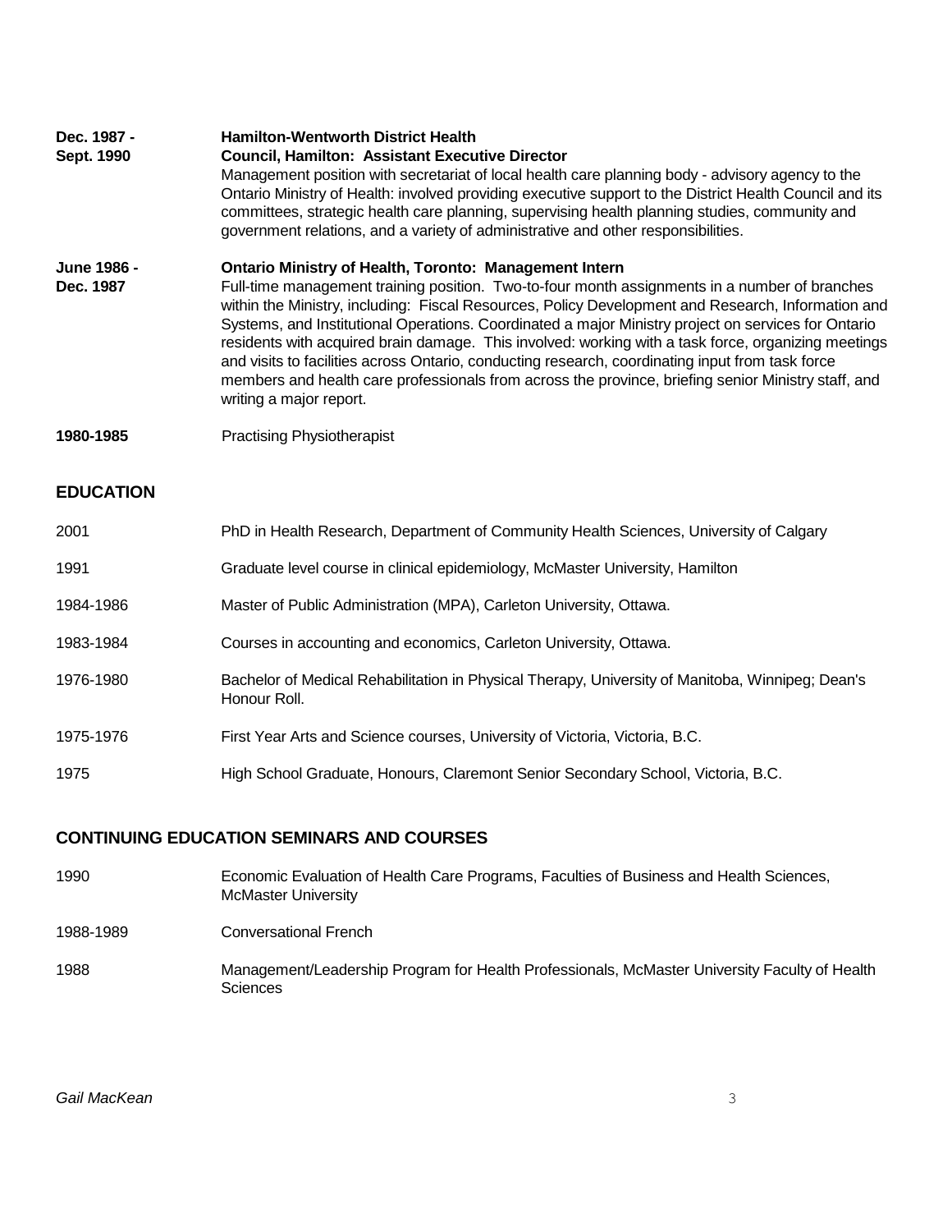**Dec. 1987 - Sept. 1990**

**Hamilton-Wentworth District Health Council, Hamilton: Assistant Executive Director**
Management position with secretariat of local health care planning body - advisory agency to the Ontario Ministry of Health: involved providing executive support to the District Health Council and its committees, strategic health care planning, supervising health planning studies, community and government relations, and a variety of administrative and other responsibilities.

**June 1986 - Dec. 1987**

**Ontario Ministry of Health, Toronto: Management Intern**
Full-time management training position. Two-to-four month assignments in a number of branches within the Ministry, including: Fiscal Resources, Policy Development and Research, Information and Systems, and Institutional Operations. Coordinated a major Ministry project on services for Ontario residents with acquired brain damage. This involved: working with a task force, organizing meetings and visits to facilities across Ontario, conducting research, coordinating input from task force members and health care professionals from across the province, briefing senior Ministry staff, and writing a major report.

**1980-1985**

Practising Physiotherapist

## EDUCATION

| | |
|---|---|
| 2001 | PhD in Health Research, Department of Community Health Sciences, University of Calgary |
| 1991 | Graduate level course in clinical epidemiology, McMaster University, Hamilton |
| 1984-1986 | Master of Public Administration (MPA), Carleton University, Ottawa. |
| 1983-1984 | Courses in accounting and economics, Carleton University, Ottawa. |
| 1976-1980 | Bachelor of Medical Rehabilitation in Physical Therapy, University of Manitoba, Winnipeg; Dean's Honour Roll. |
| 1975-1976 | First Year Arts and Science courses, University of Victoria, Victoria, B.C. |
| 1975 | High School Graduate, Honours, Claremont Senior Secondary School, Victoria, B.C. |

## CONTINUING EDUCATION SEMINARS AND COURSES

| | |
|---|---|
| 1990 | Economic Evaluation of Health Care Programs, Faculties of Business and Health Sciences, McMaster University |
| 1988-1989 | Conversational French |
| 1988 | Management/Leadership Program for Health Professionals, McMaster University Faculty of Health Sciences |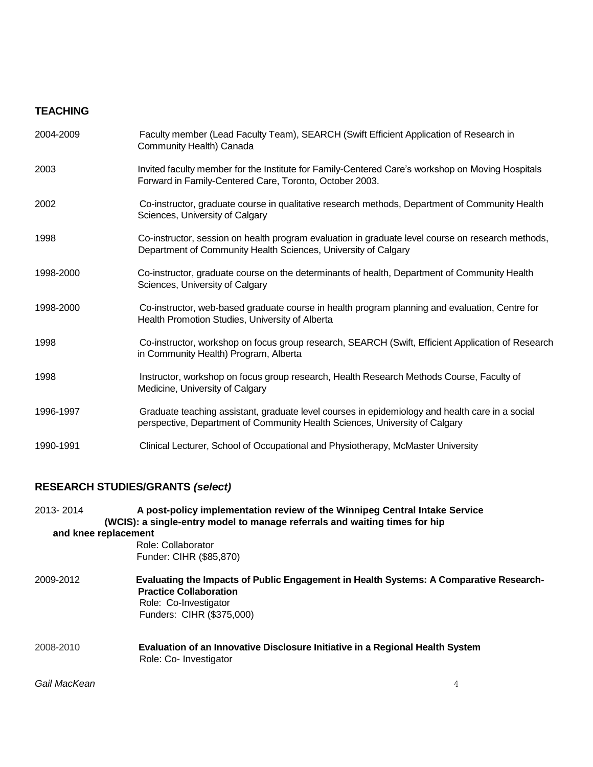## TEACHING

2004-2009 Faculty member (Lead Faculty Team), SEARCH (Swift Efficient Application of Research in Community Health) Canada

2003 Invited faculty member for the Institute for Family-Centered Care's workshop on Moving Hospitals Forward in Family-Centered Care, Toronto, October 2003.

2002 Co-instructor, graduate course in qualitative research methods, Department of Community Health Sciences, University of Calgary

1998 Co-instructor, session on health program evaluation in graduate level course on research methods, Department of Community Health Sciences, University of Calgary

1998-2000 Co-instructor, graduate course on the determinants of health, Department of Community Health Sciences, University of Calgary

1998-2000 Co-instructor, web-based graduate course in health program planning and evaluation, Centre for Health Promotion Studies, University of Alberta

1998 Co-instructor, workshop on focus group research, SEARCH (Swift, Efficient Application of Research in Community Health) Program, Alberta

1998 Instructor, workshop on focus group research, Health Research Methods Course, Faculty of Medicine, University of Calgary

1996-1997 Graduate teaching assistant, graduate level courses in epidemiology and health care in a social perspective, Department of Community Health Sciences, University of Calgary

1990-1991 Clinical Lecturer, School of Occupational and Physiotherapy, McMaster University

## RESEARCH STUDIES/GRANTS *(select)*

2013- 2014 **A post-policy implementation review of the Winnipeg Central Intake Service (WCIS): a single-entry model to manage referrals and waiting times for hip and knee replacement**
Role: Collaborator
Funder: CIHR ($85,870)

2009-2012 **Evaluating the Impacts of Public Engagement in Health Systems: A Comparative Research-Practice Collaboration**
Role: Co-Investigator
Funders: CIHR ($375,000)

2008-2010 **Evaluation of an Innovative Disclosure Initiative in a Regional Health System**
Role: Co- Investigator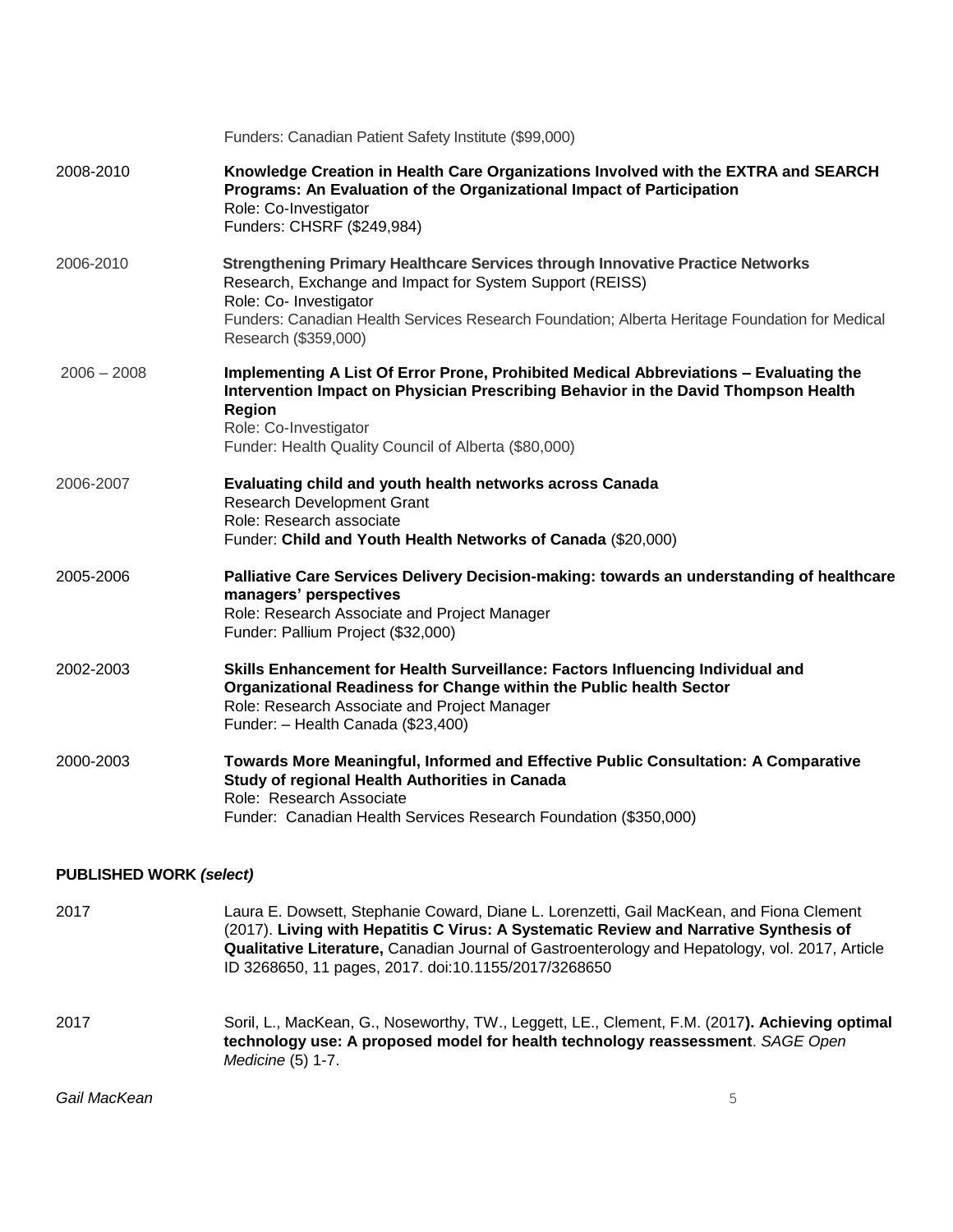Funders: Canadian Patient Safety Institute ($99,000)

2008-2010 **Knowledge Creation in Health Care Organizations Involved with the EXTRA and SEARCH Programs: An Evaluation of the Organizational Impact of Participation**
Role: Co-Investigator
Funders: CHSRF ($249,984)

2006-2010 **Strengthening Primary Healthcare Services through Innovative Practice Networks**
Research, Exchange and Impact for System Support (REISS)
Role: Co- Investigator
Funders: Canadian Health Services Research Foundation; Alberta Heritage Foundation for Medical Research ($359,000)

2006 – 2008 **Implementing A List Of Error Prone, Prohibited Medical Abbreviations – Evaluating the Intervention Impact on Physician Prescribing Behavior in the David Thompson Health Region**
Role: Co-Investigator
Funder: Health Quality Council of Alberta ($80,000)

2006-2007 **Evaluating child and youth health networks across Canada**
Research Development Grant
Role: Research associate
Funder: **Child and Youth Health Networks of Canada** ($20,000)

2005-2006 **Palliative Care Services Delivery Decision-making: towards an understanding of healthcare managers' perspectives**
Role: Research Associate and Project Manager
Funder: Pallium Project ($32,000)

2002-2003 **Skills Enhancement for Health Surveillance: Factors Influencing Individual and Organizational Readiness for Change within the Public health Sector**
Role: Research Associate and Project Manager
Funder: – Health Canada ($23,400)

2000-2003 **Towards More Meaningful, Informed and Effective Public Consultation: A Comparative Study of regional Health Authorities in Canada**
Role: Research Associate
Funder: Canadian Health Services Research Foundation ($350,000)

**PUBLISHED WORK *(select)***

2017 Laura E. Dowsett, Stephanie Coward, Diane L. Lorenzetti, Gail MacKean, and Fiona Clement (2017). **Living with Hepatitis C Virus: A Systematic Review and Narrative Synthesis of Qualitative Literature,** Canadian Journal of Gastroenterology and Hepatology, vol. 2017, Article ID 3268650, 11 pages, 2017. doi:10.1155/2017/3268650

2017 Soril, L., MacKean, G., Noseworthy, TW., Leggett, LE., Clement, F.M. (2017**). Achieving optimal technology use: A proposed model for health technology reassessment**. *SAGE Open Medicine* (5) 1-7.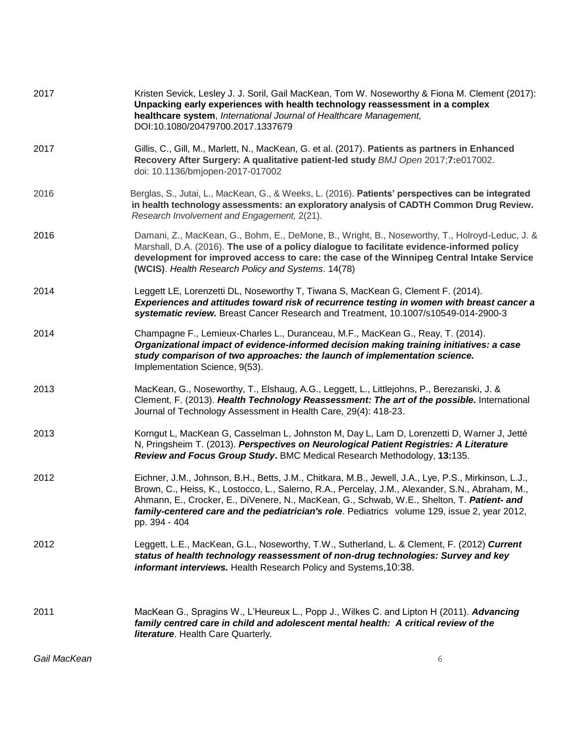2017 Kristen Sevick, Lesley J. J. Soril, Gail MacKean, Tom W. Noseworthy & Fiona M. Clement (2017): **Unpacking early experiences with health technology reassessment in a complex healthcare system**, *International Journal of Healthcare Management,* DOI:10.1080/20479700.2017.1337679

2017 Gillis, C., Gill, M., Marlett, N., MacKean, G. et al. (2017). **Patients as partners in Enhanced Recovery After Surgery: A qualitative patient-led study** *BMJ Open* 2017;**7:**e017002. doi: 10.1136/bmjopen-2017-017002

2016 Berglas, S., Jutai, L., MacKean, G., & Weeks, L. (2016). **Patients' perspectives can be integrated in health technology assessments: an exploratory analysis of CADTH Common Drug Review.** *Research Involvement and Engagement,* 2(21).

2016 Damani, Z., MacKean, G., Bohm, E., DeMone, B., Wright, B., Noseworthy, T., Holroyd-Leduc, J. & Marshall, D.A. (2016). **The use of a policy dialogue to facilitate evidence-informed policy development for improved access to care: the case of the Winnipeg Central Intake Service (WCIS)**. *Health Research Policy and Systems*. 14(78)

2014 Leggett LE, Lorenzetti DL, Noseworthy T, Tiwana S, MacKean G, Clement F. (2014). ***Experiences and attitudes toward risk of recurrence testing in women with breast cancer a systematic review.*** Breast Cancer Research and Treatment, 10.1007/s10549-014-2900-3

2014 Champagne F., Lemieux-Charles L., Duranceau, M.F., MacKean G., Reay, T. (2014). ***Organizational impact of evidence-informed decision making training initiatives: a case study comparison of two approaches: the launch of implementation science.*** Implementation Science, 9(53).

2013 MacKean, G., Noseworthy, T., Elshaug, A.G., Leggett, L., Littlejohns, P., Berezanski, J. & Clement, F. (2013). ***Health Technology Reassessment: The art of the possible.*** International Journal of Technology Assessment in Health Care, 29(4): 418-23.

2013 Korngut L, MacKean G, Casselman L, Johnston M, Day L, Lam D, Lorenzetti D, Warner J, Jetté N, Pringsheim T. (2013). ***Perspectives on Neurological Patient Registries: A Literature Review and Focus Group Study*.** BMC Medical Research Methodology, **13:**135.

2012 Eichner, J.M., Johnson, B.H., Betts, J.M., Chitkara, M.B., Jewell, J.A., Lye, P.S., Mirkinson, L.J., Brown, C., Heiss, K., Lostocco, L., Salerno, R.A., Percelay, J.M., Alexander, S.N., Abraham, M., Ahmann, E., Crocker, E., DiVenere, N., MacKean, G., Schwab, W.E., Shelton, T. ***Patient- and family-centered care and the pediatrician's role***. Pediatrics volume 129, issue 2, year 2012, pp. 394 - 404

2012 Leggett, L.E., MacKean, G.L., Noseworthy, T.W., Sutherland, L. & Clement, F. (2012) ***Current status of health technology reassessment of non-drug technologies: Survey and key informant interviews.*** Health Research Policy and Systems,10:38.

2011 MacKean G., Spragins W., L'Heureux L., Popp J., Wilkes C. and Lipton H (2011). ***Advancing family centred care in child and adolescent mental health: A critical review of the literature***. Health Care Quarterly.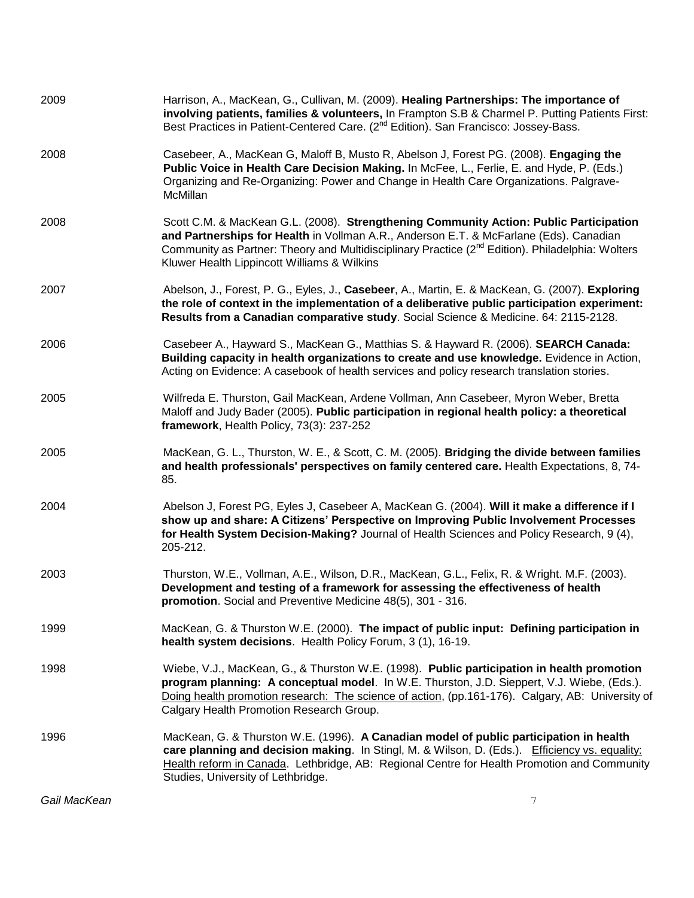2009 Harrison, A., MacKean, G., Cullivan, M. (2009). **Healing Partnerships: The importance of involving patients, families & volunteers,** In Frampton S.B & Charmel P. Putting Patients First: Best Practices in Patient-Centered Care. (2nd Edition). San Francisco: Jossey-Bass.

2008 Casebeer, A., MacKean G, Maloff B, Musto R, Abelson J, Forest PG. (2008). **Engaging the Public Voice in Health Care Decision Making.** In McFee, L., Ferlie, E. and Hyde, P. (Eds.) Organizing and Re-Organizing: Power and Change in Health Care Organizations. Palgrave-McMillan

2008 Scott C.M. & MacKean G.L. (2008). **Strengthening Community Action: Public Participation and Partnerships for Health** in Vollman A.R., Anderson E.T. & McFarlane (Eds). Canadian Community as Partner: Theory and Multidisciplinary Practice (2nd Edition). Philadelphia: Wolters Kluwer Health Lippincott Williams & Wilkins

2007 Abelson, J., Forest, P. G., Eyles, J., **Casebeer**, A., Martin, E. & MacKean, G. (2007). **Exploring the role of context in the implementation of a deliberative public participation experiment: Results from a Canadian comparative study**. Social Science & Medicine. 64: 2115-2128.

2006 Casebeer A., Hayward S., MacKean G., Matthias S. & Hayward R. (2006). **SEARCH Canada: Building capacity in health organizations to create and use knowledge.** Evidence in Action, Acting on Evidence: A casebook of health services and policy research translation stories.

2005 Wilfreda E. Thurston, Gail MacKean, Ardene Vollman, Ann Casebeer, Myron Weber, Bretta Maloff and Judy Bader (2005). **Public participation in regional health policy: a theoretical framework**, Health Policy, 73(3): 237-252

2005 MacKean, G. L., Thurston, W. E., & Scott, C. M. (2005). **Bridging the divide between families and health professionals' perspectives on family centered care.** Health Expectations, 8, 74-85.

2004 Abelson J, Forest PG, Eyles J, Casebeer A, MacKean G. (2004). **Will it make a difference if I show up and share: A Citizens' Perspective on Improving Public Involvement Processes for Health System Decision-Making?** Journal of Health Sciences and Policy Research, 9 (4), 205-212.

2003 Thurston, W.E., Vollman, A.E., Wilson, D.R., MacKean, G.L., Felix, R. & Wright. M.F. (2003). **Development and testing of a framework for assessing the effectiveness of health promotion**. Social and Preventive Medicine 48(5), 301 - 316.

1999 MacKean, G. & Thurston W.E. (2000). **The impact of public input: Defining participation in health system decisions**. Health Policy Forum, 3 (1), 16-19.

1998 Wiebe, V.J., MacKean, G., & Thurston W.E. (1998). **Public participation in health promotion program planning: A conceptual model**. In W.E. Thurston, J.D. Sieppert, V.J. Wiebe, (Eds.). Doing health promotion research: The science of action, (pp.161-176). Calgary, AB: University of Calgary Health Promotion Research Group.

1996 MacKean, G. & Thurston W.E. (1996). **A Canadian model of public participation in health care planning and decision making**. In Stingl, M. & Wilson, D. (Eds.). Efficiency vs. equality: Health reform in Canada. Lethbridge, AB: Regional Centre for Health Promotion and Community Studies, University of Lethbridge.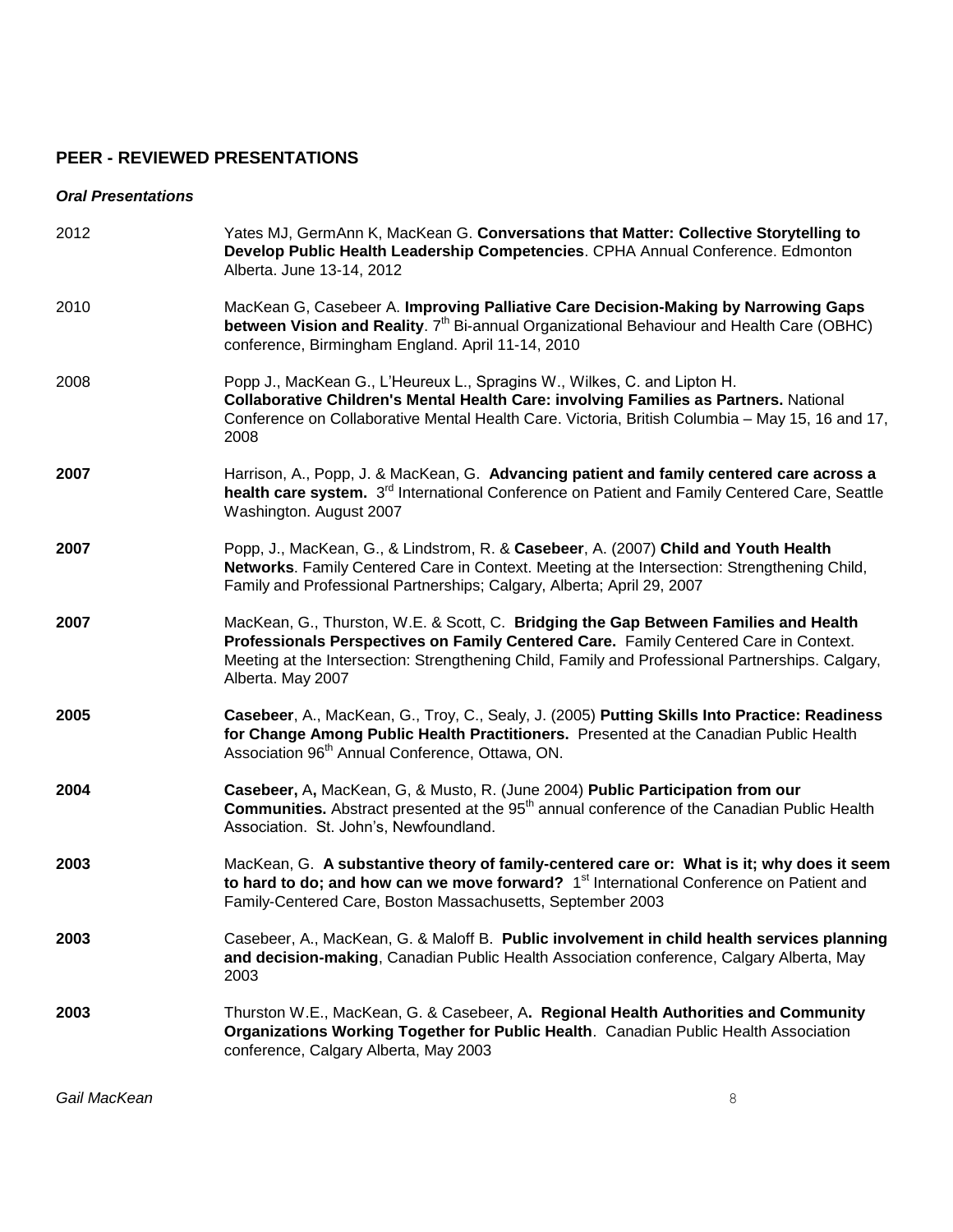## PEER - REVIEWED PRESENTATIONS

### *Oral Presentations*

2012 Yates MJ, GermAnn K, MacKean G. **Conversations that Matter: Collective Storytelling to Develop Public Health Leadership Competencies**. CPHA Annual Conference. Edmonton Alberta. June 13-14, 2012

2010 MacKean G, Casebeer A. **Improving Palliative Care Decision-Making by Narrowing Gaps between Vision and Reality**. 7th Bi-annual Organizational Behaviour and Health Care (OBHC) conference, Birmingham England. April 11-14, 2010

2008 Popp J., MacKean G., L'Heureux L., Spragins W., Wilkes, C. and Lipton H. **Collaborative Children's Mental Health Care: involving Families as Partners.** National Conference on Collaborative Mental Health Care. Victoria, British Columbia – May 15, 16 and 17, 2008

**2007** Harrison, A., Popp, J. & MacKean, G. **Advancing patient and family centered care across a health care system.** 3rd International Conference on Patient and Family Centered Care, Seattle Washington. August 2007

**2007** Popp, J., MacKean, G., & Lindstrom, R. & **Casebeer**, A. (2007) **Child and Youth Health Networks**. Family Centered Care in Context. Meeting at the Intersection: Strengthening Child, Family and Professional Partnerships; Calgary, Alberta; April 29, 2007

**2007** MacKean, G., Thurston, W.E. & Scott, C. **Bridging the Gap Between Families and Health Professionals Perspectives on Family Centered Care.** Family Centered Care in Context. Meeting at the Intersection: Strengthening Child, Family and Professional Partnerships. Calgary, Alberta. May 2007

**2005** **Casebeer**, A., MacKean, G., Troy, C., Sealy, J. (2005) **Putting Skills Into Practice: Readiness for Change Among Public Health Practitioners.** Presented at the Canadian Public Health Association 96th Annual Conference, Ottawa, ON.

**2004** **Casebeer,** A**,** MacKean, G, & Musto, R. (June 2004) **Public Participation from our Communities.** Abstract presented at the 95th annual conference of the Canadian Public Health Association. St. John's, Newfoundland.

**2003** MacKean, G. **A substantive theory of family-centered care or: What is it; why does it seem to hard to do; and how can we move forward?** 1st International Conference on Patient and Family-Centered Care, Boston Massachusetts, September 2003

**2003** Casebeer, A., MacKean, G. & Maloff B. **Public involvement in child health services planning and decision-making**, Canadian Public Health Association conference, Calgary Alberta, May 2003

**2003** Thurston W.E., MacKean, G. & Casebeer, A**. Regional Health Authorities and Community Organizations Working Together for Public Health**. Canadian Public Health Association conference, Calgary Alberta, May 2003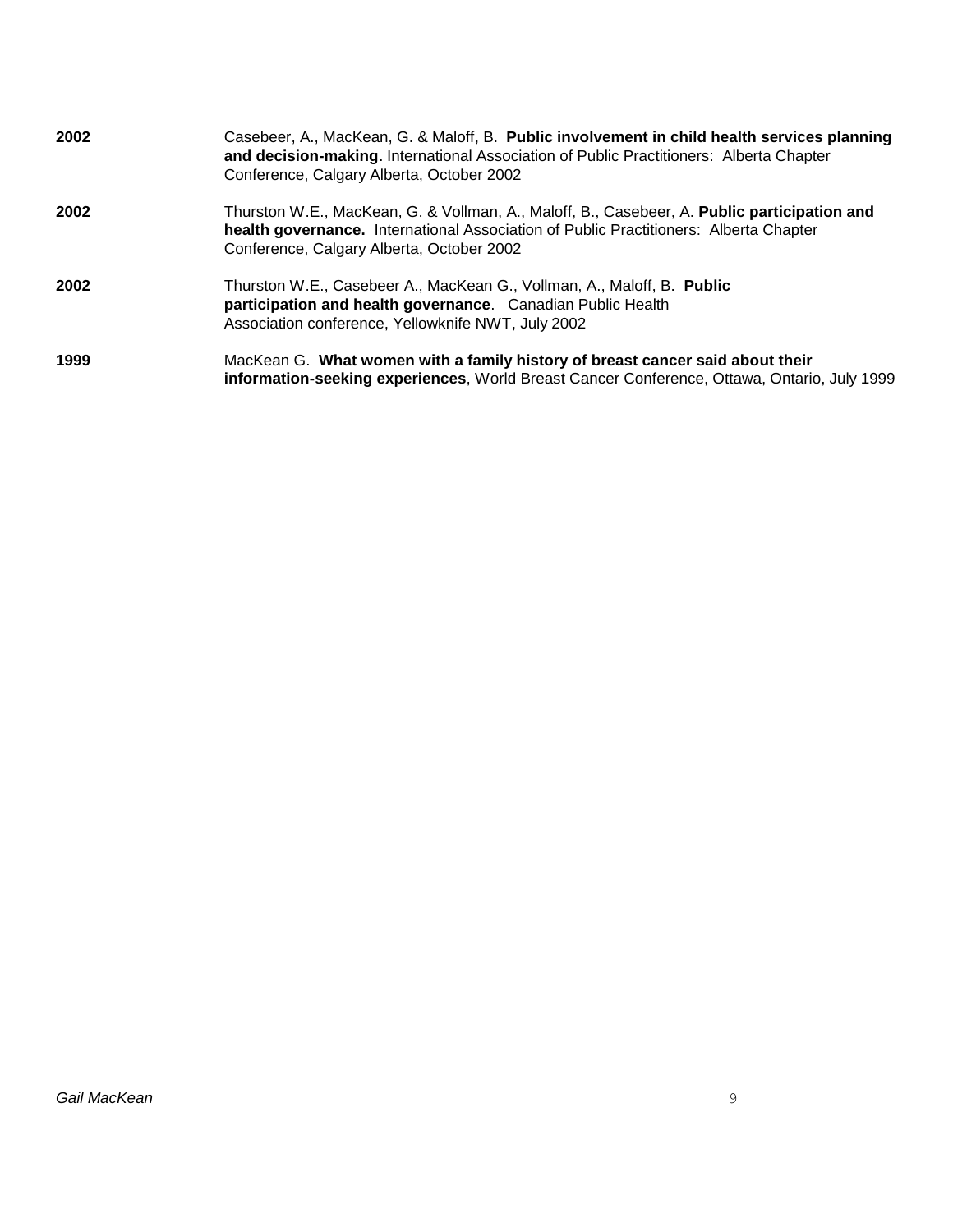**2002** Casebeer, A., MacKean, G. & Maloff, B. **Public involvement in child health services planning and decision-making.** International Association of Public Practitioners: Alberta Chapter Conference, Calgary Alberta, October 2002

**2002** Thurston W.E., MacKean, G. & Vollman, A., Maloff, B., Casebeer, A. **Public participation and health governance.** International Association of Public Practitioners: Alberta Chapter Conference, Calgary Alberta, October 2002

**2002** Thurston W.E., Casebeer A., MacKean G., Vollman, A., Maloff, B. **Public participation and health governance**. Canadian Public Health Association conference, Yellowknife NWT, July 2002

**1999** MacKean G. **What women with a family history of breast cancer said about their information-seeking experiences**, World Breast Cancer Conference, Ottawa, Ontario, July 1999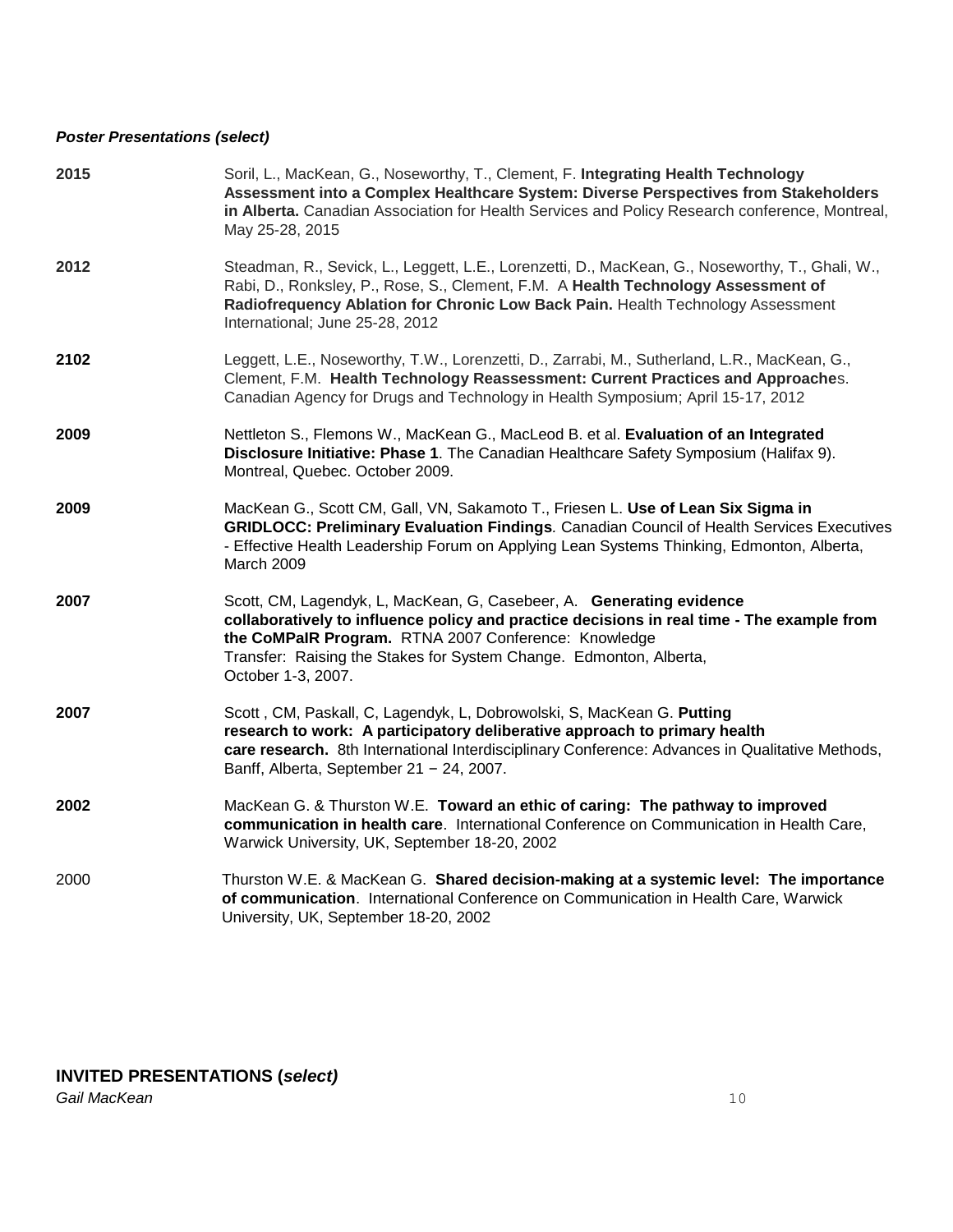### *Poster Presentations (select)*

**2015** Soril, L., MacKean, G., Noseworthy, T., Clement, F. **Integrating Health Technology Assessment into a Complex Healthcare System: Diverse Perspectives from Stakeholders in Alberta.** Canadian Association for Health Services and Policy Research conference, Montreal, May 25-28, 2015

**2012** Steadman, R., Sevick, L., Leggett, L.E., Lorenzetti, D., MacKean, G., Noseworthy, T., Ghali, W., Rabi, D., Ronksley, P., Rose, S., Clement, F.M. A **Health Technology Assessment of Radiofrequency Ablation for Chronic Low Back Pain.** Health Technology Assessment International; June 25-28, 2012

**2102** Leggett, L.E., Noseworthy, T.W., Lorenzetti, D., Zarrabi, M., Sutherland, L.R., MacKean, G., Clement, F.M. **Health Technology Reassessment: Current Practices and Approache**s. Canadian Agency for Drugs and Technology in Health Symposium; April 15-17, 2012

**2009** Nettleton S., Flemons W., MacKean G., MacLeod B. et al. **Evaluation of an Integrated Disclosure Initiative: Phase 1**. The Canadian Healthcare Safety Symposium (Halifax 9). Montreal, Quebec. October 2009.

**2009** MacKean G., Scott CM, Gall, VN, Sakamoto T., Friesen L. **Use of Lean Six Sigma in GRIDLOCC: Preliminary Evaluation Findings***.* Canadian Council of Health Services Executives - Effective Health Leadership Forum on Applying Lean Systems Thinking, Edmonton, Alberta, March 2009

**2007** Scott, CM, Lagendyk, L, MacKean, G, Casebeer, A. **Generating evidence collaboratively to influence policy and practice decisions in real time - The example from the CoMPaIR Program.** RTNA 2007 Conference: Knowledge Transfer: Raising the Stakes for System Change. Edmonton, Alberta, October 1-3, 2007.

**2007** Scott , CM, Paskall, C, Lagendyk, L, Dobrowolski, S, MacKean G. **Putting research to work: A participatory deliberative approach to primary health care research.** 8th International Interdisciplinary Conference: Advances in Qualitative Methods, Banff, Alberta, September 21 − 24, 2007.

**2002** MacKean G. & Thurston W.E. **Toward an ethic of caring: The pathway to improved communication in health care**. International Conference on Communication in Health Care, Warwick University, UK, September 18-20, 2002

2000 Thurston W.E. & MacKean G. **Shared decision-making at a systemic level: The importance of communication**. International Conference on Communication in Health Care, Warwick University, UK, September 18-20, 2002

## INVITED PRESENTATIONS (*select)*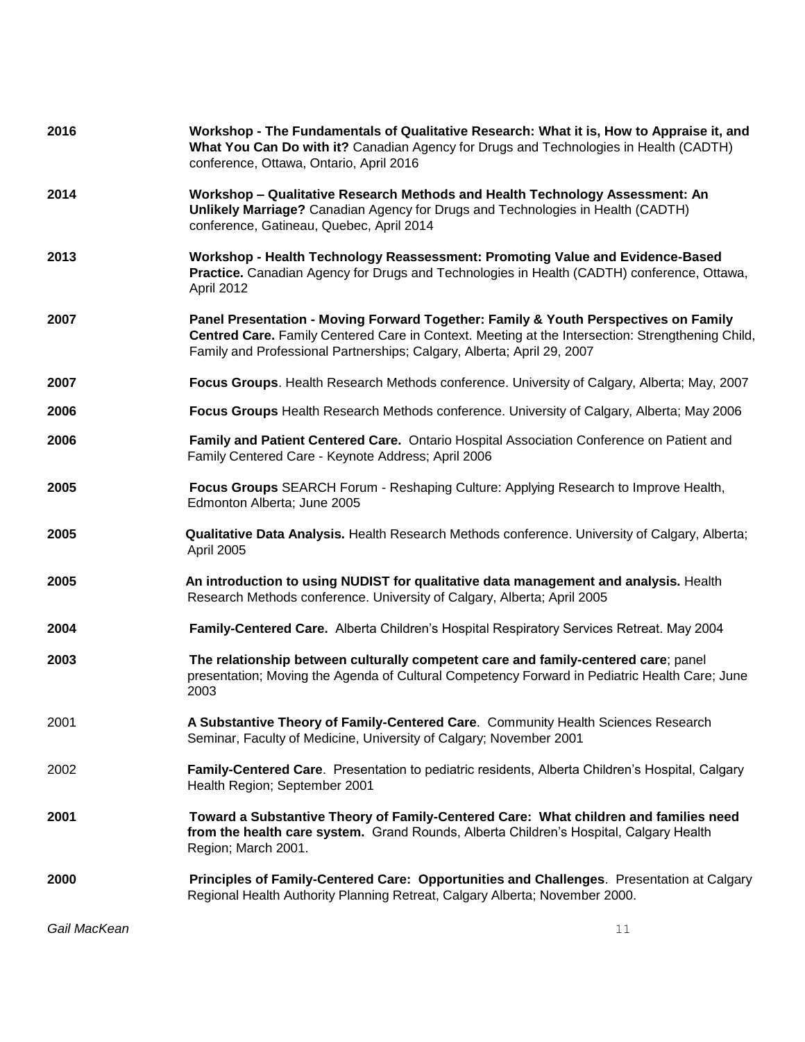**2016** **Workshop - The Fundamentals of Qualitative Research: What it is, How to Appraise it, and What You Can Do with it?** Canadian Agency for Drugs and Technologies in Health (CADTH) conference, Ottawa, Ontario, April 2016

**2014** **Workshop – Qualitative Research Methods and Health Technology Assessment: An Unlikely Marriage?** Canadian Agency for Drugs and Technologies in Health (CADTH) conference, Gatineau, Quebec, April 2014

**2013** **Workshop - Health Technology Reassessment: Promoting Value and Evidence-Based Practice.** Canadian Agency for Drugs and Technologies in Health (CADTH) conference, Ottawa, April 2012

**2007** **Panel Presentation - Moving Forward Together: Family & Youth Perspectives on Family Centred Care.** Family Centered Care in Context. Meeting at the Intersection: Strengthening Child, Family and Professional Partnerships; Calgary, Alberta; April 29, 2007

**2007** **Focus Groups**. Health Research Methods conference. University of Calgary, Alberta; May, 2007

**2006** **Focus Groups** Health Research Methods conference. University of Calgary, Alberta; May 2006

**2006** **Family and Patient Centered Care.** Ontario Hospital Association Conference on Patient and Family Centered Care - Keynote Address; April 2006

**2005** **Focus Groups** SEARCH Forum - Reshaping Culture: Applying Research to Improve Health, Edmonton Alberta; June 2005

**2005** **Qualitative Data Analysis.** Health Research Methods conference. University of Calgary, Alberta; April 2005

**2005** **An introduction to using NUDIST for qualitative data management and analysis.** Health Research Methods conference. University of Calgary, Alberta; April 2005

**2004** **Family-Centered Care.** Alberta Children's Hospital Respiratory Services Retreat. May 2004

**2003** **The relationship between culturally competent care and family-centered care**; panel presentation; Moving the Agenda of Cultural Competency Forward in Pediatric Health Care; June 2003

2001 **A Substantive Theory of Family-Centered Care**. Community Health Sciences Research Seminar, Faculty of Medicine, University of Calgary; November 2001

2002 **Family-Centered Care**. Presentation to pediatric residents, Alberta Children's Hospital, Calgary Health Region; September 2001

**2001** **Toward a Substantive Theory of Family-Centered Care: What children and families need from the health care system.** Grand Rounds, Alberta Children's Hospital, Calgary Health Region; March 2001.

**2000** **Principles of Family-Centered Care: Opportunities and Challenges**. Presentation at Calgary Regional Health Authority Planning Retreat, Calgary Alberta; November 2000.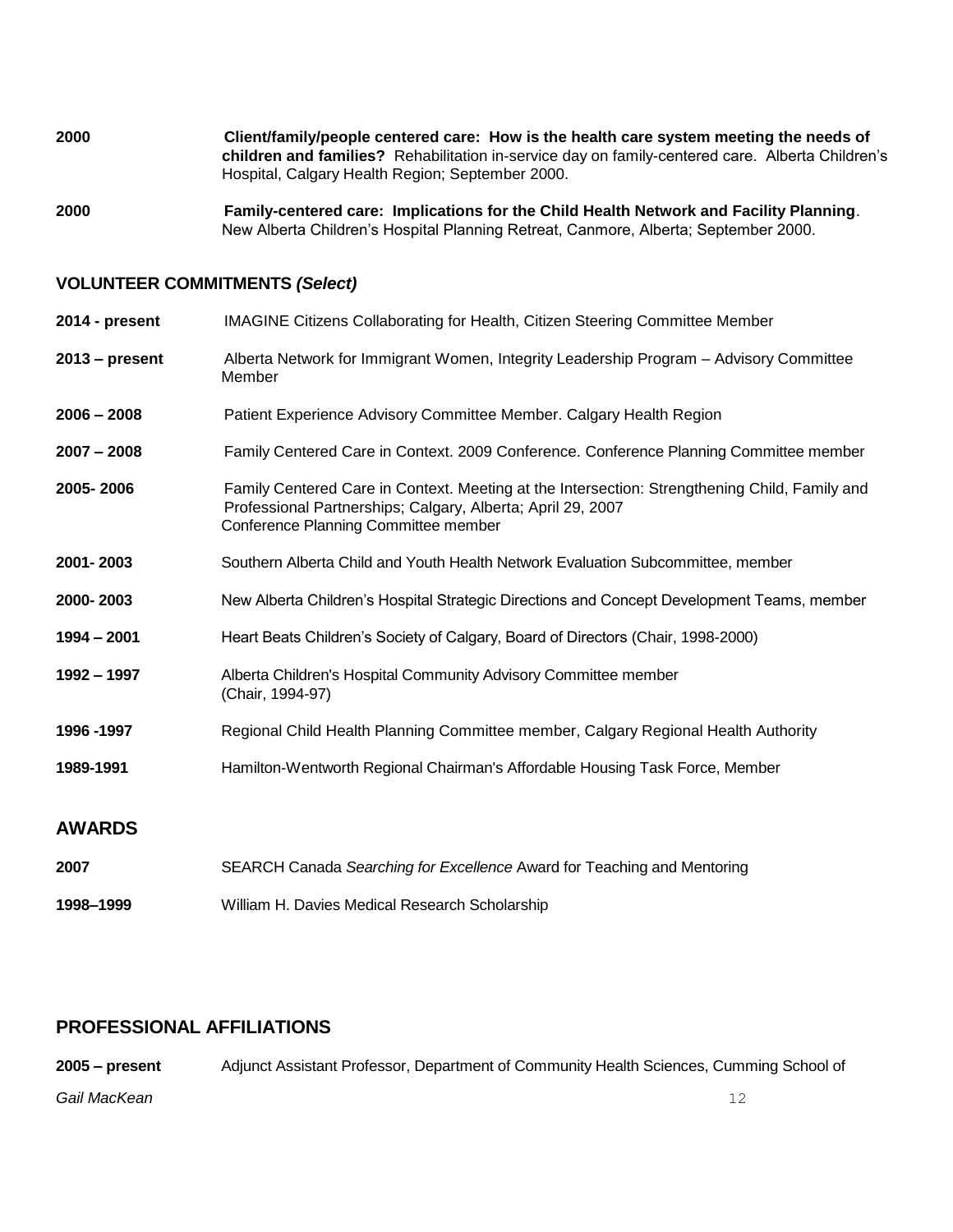**2000** **Client/family/people centered care: How is the health care system meeting the needs of children and families?** Rehabilitation in-service day on family-centered care. Alberta Children's Hospital, Calgary Health Region; September 2000.

**2000** **Family-centered care: Implications for the Child Health Network and Facility Planning**. New Alberta Children's Hospital Planning Retreat, Canmore, Alberta; September 2000.

## VOLUNTEER COMMITMENTS *(Select)*

**2014 - present** IMAGINE Citizens Collaborating for Health, Citizen Steering Committee Member

**2013 – present** Alberta Network for Immigrant Women, Integrity Leadership Program – Advisory Committee Member

**2006 – 2008** Patient Experience Advisory Committee Member. Calgary Health Region

**2007 – 2008** Family Centered Care in Context. 2009 Conference. Conference Planning Committee member

**2005- 2006** Family Centered Care in Context. Meeting at the Intersection: Strengthening Child, Family and Professional Partnerships; Calgary, Alberta; April 29, 2007
Conference Planning Committee member

**2001- 2003** Southern Alberta Child and Youth Health Network Evaluation Subcommittee, member

**2000- 2003** New Alberta Children's Hospital Strategic Directions and Concept Development Teams, member

**1994 – 2001** Heart Beats Children's Society of Calgary, Board of Directors (Chair, 1998-2000)

**1992 – 1997** Alberta Children's Hospital Community Advisory Committee member
(Chair, 1994-97)

**1996 -1997** Regional Child Health Planning Committee member, Calgary Regional Health Authority

**1989-1991** Hamilton-Wentworth Regional Chairman's Affordable Housing Task Force, Member

## AWARDS

**2007** SEARCH Canada *Searching for Excellence* Award for Teaching and Mentoring

**1998–1999** William H. Davies Medical Research Scholarship

## PROFESSIONAL AFFILIATIONS

**2005 – present** Adjunct Assistant Professor, Department of Community Health Sciences, Cumming School of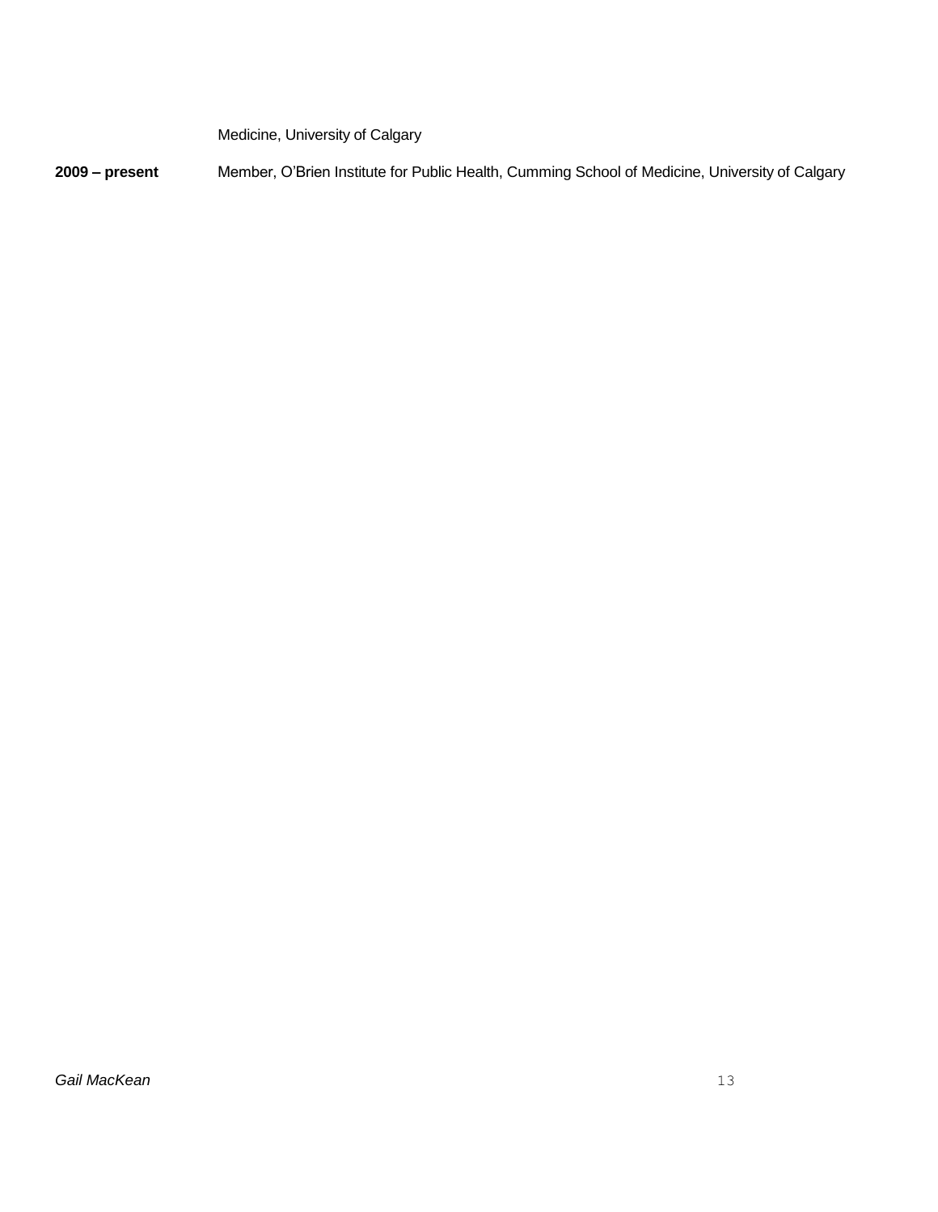Medicine, University of Calgary

**2009 – present** Member, O'Brien Institute for Public Health, Cumming School of Medicine, University of Calgary